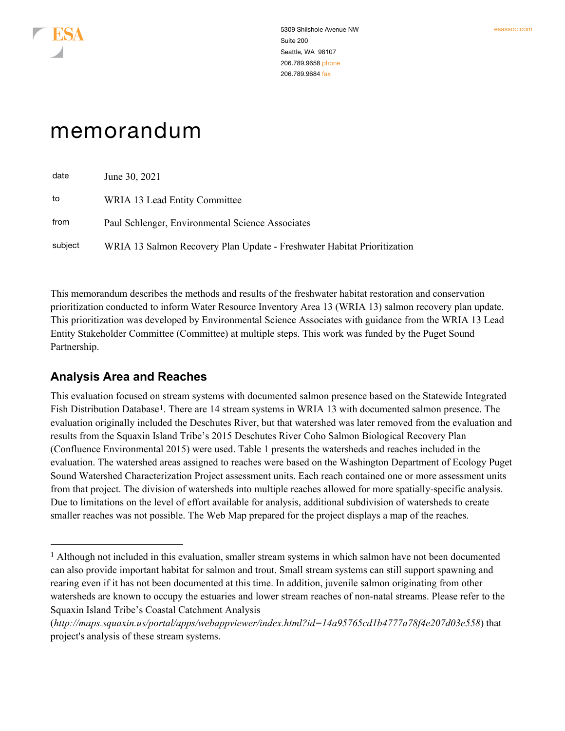ESA

5309 Shilshole Avenue NW
Suite 200
Seattle, WA 98107
206.789.9658 phone
206.789.9684 fax

esassoc.com

# memorandum

| | |
|---|---|
| date | June 30, 2021 |
| to | WRIA 13 Lead Entity Committee |
| from | Paul Schlenger, Environmental Science Associates |
| subject | WRIA 13 Salmon Recovery Plan Update - Freshwater Habitat Prioritization |

This memorandum describes the methods and results of the freshwater habitat restoration and conservation prioritization conducted to inform Water Resource Inventory Area 13 (WRIA 13) salmon recovery plan update. This prioritization was developed by Environmental Science Associates with guidance from the WRIA 13 Lead Entity Stakeholder Committee (Committee) at multiple steps. This work was funded by the Puget Sound Partnership.

## Analysis Area and Reaches

This evaluation focused on stream systems with documented salmon presence based on the Statewide Integrated Fish Distribution Database[1]. There are 14 stream systems in WRIA 13 with documented salmon presence. The evaluation originally included the Deschutes River, but that watershed was later removed from the evaluation and results from the Squaxin Island Tribe's 2015 Deschutes River Coho Salmon Biological Recovery Plan (Confluence Environmental 2015) were used. Table 1 presents the watersheds and reaches included in the evaluation. The watershed areas assigned to reaches were based on the Washington Department of Ecology Puget Sound Watershed Characterization Project assessment units. Each reach contained one or more assessment units from that project. The division of watersheds into multiple reaches allowed for more spatially-specific analysis. Due to limitations on the level of effort available for analysis, additional subdivision of watersheds to create smaller reaches was not possible. The Web Map prepared for the project displays a map of the reaches.

---

[1] Although not included in this evaluation, smaller stream systems in which salmon have not been documented can also provide important habitat for salmon and trout. Small stream systems can still support spawning and rearing even if it has not been documented at this time. In addition, juvenile salmon originating from other watersheds are known to occupy the estuaries and lower stream reaches of non-natal streams. Please refer to the Squaxin Island Tribe's Coastal Catchment Analysis (*http://maps.squaxin.us/portal/apps/webappviewer/index.html?id=14a95765cd1b4777a78f4e207d03e558*) that project's analysis of these stream systems.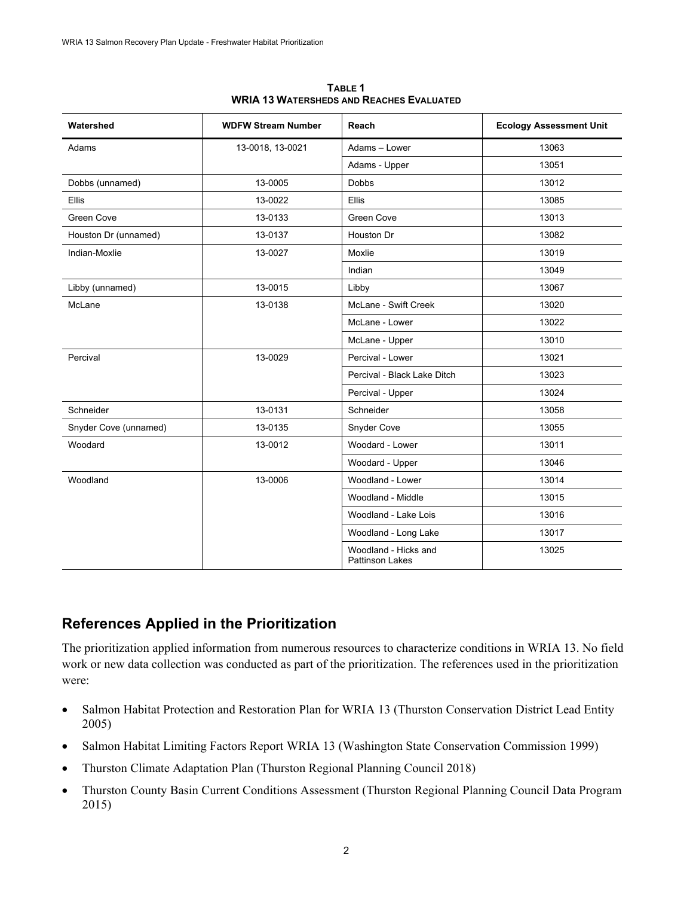**TABLE 1**
**WRIA 13 WATERSHEDS AND REACHES EVALUATED**

| Watershed | WDFW Stream Number | Reach | Ecology Assessment Unit |
|---|---|---|---|
| Adams | 13-0018, 13-0021 | Adams – Lower | 13063 |
| | | Adams - Upper | 13051 |
| Dobbs (unnamed) | 13-0005 | Dobbs | 13012 |
| Ellis | 13-0022 | Ellis | 13085 |
| Green Cove | 13-0133 | Green Cove | 13013 |
| Houston Dr (unnamed) | 13-0137 | Houston Dr | 13082 |
| Indian-Moxlie | 13-0027 | Moxlie | 13019 |
| | | Indian | 13049 |
| Libby (unnamed) | 13-0015 | Libby | 13067 |
| McLane | 13-0138 | McLane - Swift Creek | 13020 |
| | | McLane - Lower | 13022 |
| | | McLane - Upper | 13010 |
| Percival | 13-0029 | Percival - Lower | 13021 |
| | | Percival - Black Lake Ditch | 13023 |
| | | Percival - Upper | 13024 |
| Schneider | 13-0131 | Schneider | 13058 |
| Snyder Cove (unnamed) | 13-0135 | Snyder Cove | 13055 |
| Woodard | 13-0012 | Woodard - Lower | 13011 |
| | | Woodard - Upper | 13046 |
| Woodland | 13-0006 | Woodland - Lower | 13014 |
| | | Woodland - Middle | 13015 |
| | | Woodland - Lake Lois | 13016 |
| | | Woodland - Long Lake | 13017 |
| | | Woodland - Hicks and Pattinson Lakes | 13025 |

## References Applied in the Prioritization

The prioritization applied information from numerous resources to characterize conditions in WRIA 13. No field work or new data collection was conducted as part of the prioritization. The references used in the prioritization were:

- Salmon Habitat Protection and Restoration Plan for WRIA 13 (Thurston Conservation District Lead Entity 2005)
- Salmon Habitat Limiting Factors Report WRIA 13 (Washington State Conservation Commission 1999)
- Thurston Climate Adaptation Plan (Thurston Regional Planning Council 2018)
- Thurston County Basin Current Conditions Assessment (Thurston Regional Planning Council Data Program 2015)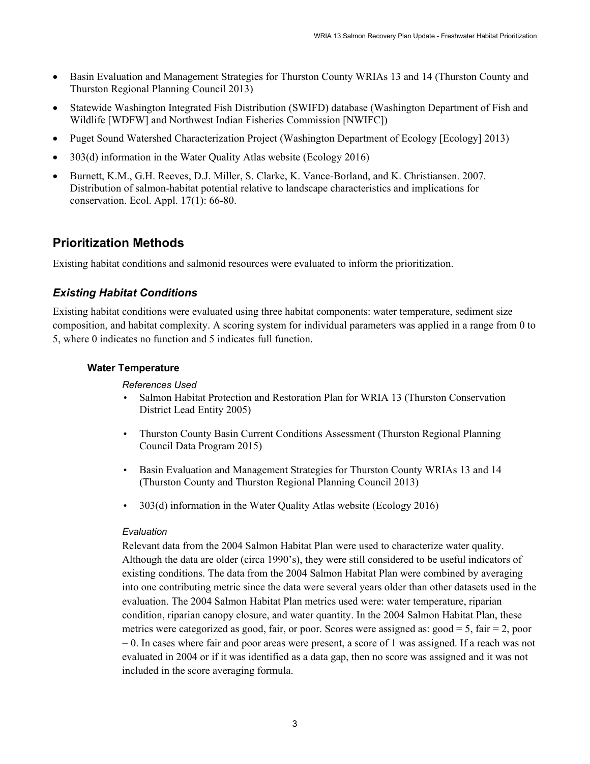- Basin Evaluation and Management Strategies for Thurston County WRIAs 13 and 14 (Thurston County and Thurston Regional Planning Council 2013)
- Statewide Washington Integrated Fish Distribution (SWIFD) database (Washington Department of Fish and Wildlife [WDFW] and Northwest Indian Fisheries Commission [NWIFC])
- Puget Sound Watershed Characterization Project (Washington Department of Ecology [Ecology] 2013)
- 303(d) information in the Water Quality Atlas website (Ecology 2016)
- Burnett, K.M., G.H. Reeves, D.J. Miller, S. Clarke, K. Vance-Borland, and K. Christiansen. 2007. Distribution of salmon-habitat potential relative to landscape characteristics and implications for conservation. Ecol. Appl. 17(1): 66-80.

## Prioritization Methods

Existing habitat conditions and salmonid resources were evaluated to inform the prioritization.

### *Existing Habitat Conditions*

Existing habitat conditions were evaluated using three habitat components: water temperature, sediment size composition, and habitat complexity. A scoring system for individual parameters was applied in a range from 0 to 5, where 0 indicates no function and 5 indicates full function.

#### Water Temperature

*References Used*

- Salmon Habitat Protection and Restoration Plan for WRIA 13 (Thurston Conservation District Lead Entity 2005)
- Thurston County Basin Current Conditions Assessment (Thurston Regional Planning Council Data Program 2015)
- Basin Evaluation and Management Strategies for Thurston County WRIAs 13 and 14 (Thurston County and Thurston Regional Planning Council 2013)
- 303(d) information in the Water Quality Atlas website (Ecology 2016)

*Evaluation*

Relevant data from the 2004 Salmon Habitat Plan were used to characterize water quality. Although the data are older (circa 1990's), they were still considered to be useful indicators of existing conditions. The data from the 2004 Salmon Habitat Plan were combined by averaging into one contributing metric since the data were several years older than other datasets used in the evaluation. The 2004 Salmon Habitat Plan metrics used were: water temperature, riparian condition, riparian canopy closure, and water quantity. In the 2004 Salmon Habitat Plan, these metrics were categorized as good, fair, or poor. Scores were assigned as: good = 5, fair = 2, poor = 0. In cases where fair and poor areas were present, a score of 1 was assigned. If a reach was not evaluated in 2004 or if it was identified as a data gap, then no score was assigned and it was not included in the score averaging formula.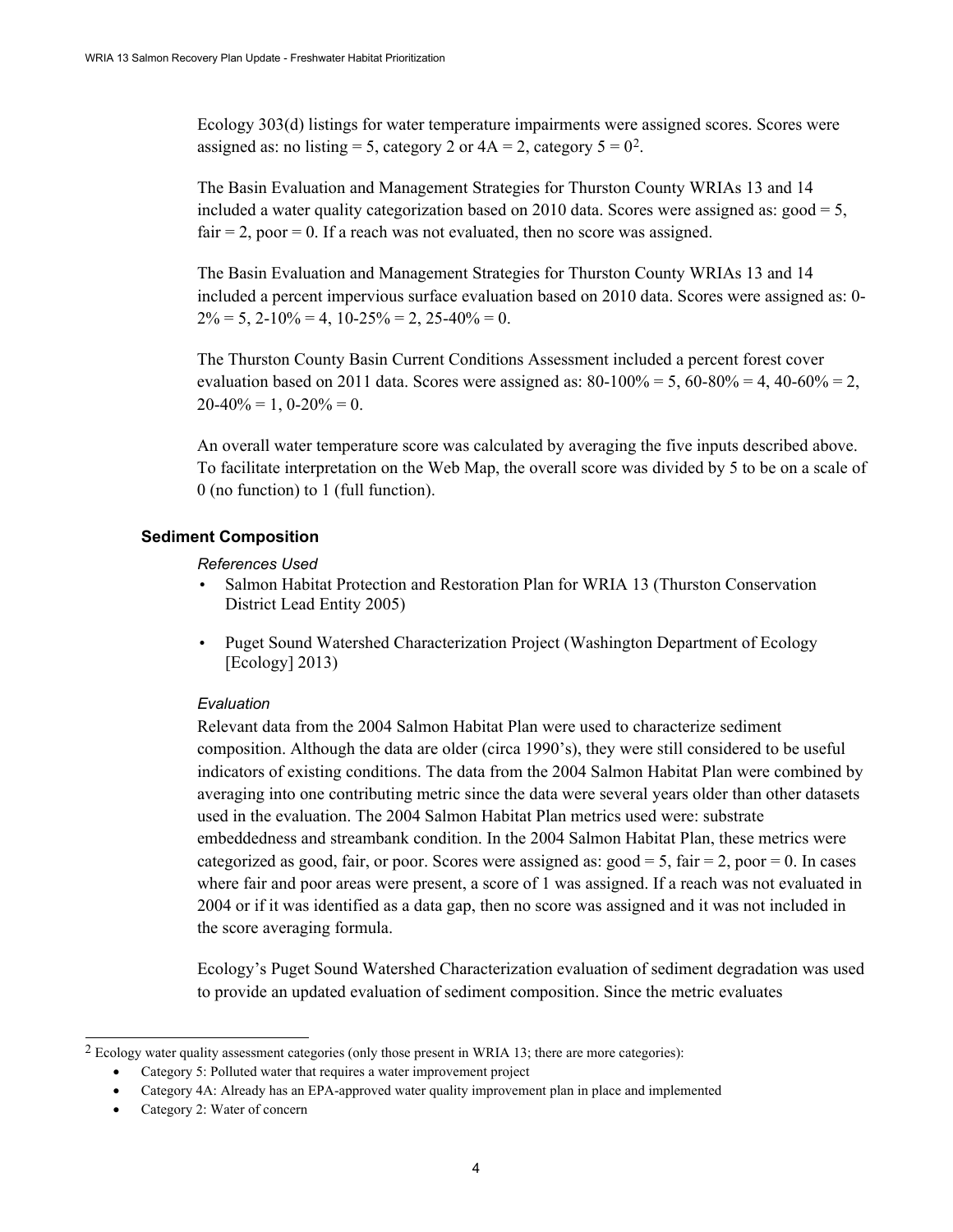Ecology 303(d) listings for water temperature impairments were assigned scores. Scores were assigned as: no listing = 5, category 2 or 4A = 2, category 5 = 0[2].

The Basin Evaluation and Management Strategies for Thurston County WRIAs 13 and 14 included a water quality categorization based on 2010 data. Scores were assigned as: good = 5, fair = 2, poor = 0. If a reach was not evaluated, then no score was assigned.

The Basin Evaluation and Management Strategies for Thurston County WRIAs 13 and 14 included a percent impervious surface evaluation based on 2010 data. Scores were assigned as: 0-2% = 5, 2-10% = 4, 10-25% = 2, 25-40% = 0.

The Thurston County Basin Current Conditions Assessment included a percent forest cover evaluation based on 2011 data. Scores were assigned as: 80-100% = 5, 60-80% = 4, 40-60% = 2, 20-40% = 1, 0-20% = 0.

An overall water temperature score was calculated by averaging the five inputs described above. To facilitate interpretation on the Web Map, the overall score was divided by 5 to be on a scale of 0 (no function) to 1 (full function).

### Sediment Composition

*References Used*

- Salmon Habitat Protection and Restoration Plan for WRIA 13 (Thurston Conservation District Lead Entity 2005)
- Puget Sound Watershed Characterization Project (Washington Department of Ecology [Ecology] 2013)

*Evaluation*

Relevant data from the 2004 Salmon Habitat Plan were used to characterize sediment composition. Although the data are older (circa 1990's), they were still considered to be useful indicators of existing conditions. The data from the 2004 Salmon Habitat Plan were combined by averaging into one contributing metric since the data were several years older than other datasets used in the evaluation. The 2004 Salmon Habitat Plan metrics used were: substrate embeddedness and streambank condition. In the 2004 Salmon Habitat Plan, these metrics were categorized as good, fair, or poor. Scores were assigned as: good = 5, fair = 2, poor = 0. In cases where fair and poor areas were present, a score of 1 was assigned. If a reach was not evaluated in 2004 or if it was identified as a data gap, then no score was assigned and it was not included in the score averaging formula.

Ecology's Puget Sound Watershed Characterization evaluation of sediment degradation was used to provide an updated evaluation of sediment composition. Since the metric evaluates

---

[2] Ecology water quality assessment categories (only those present in WRIA 13; there are more categories):

- Category 5: Polluted water that requires a water improvement project
- Category 4A: Already has an EPA-approved water quality improvement plan in place and implemented
- Category 2: Water of concern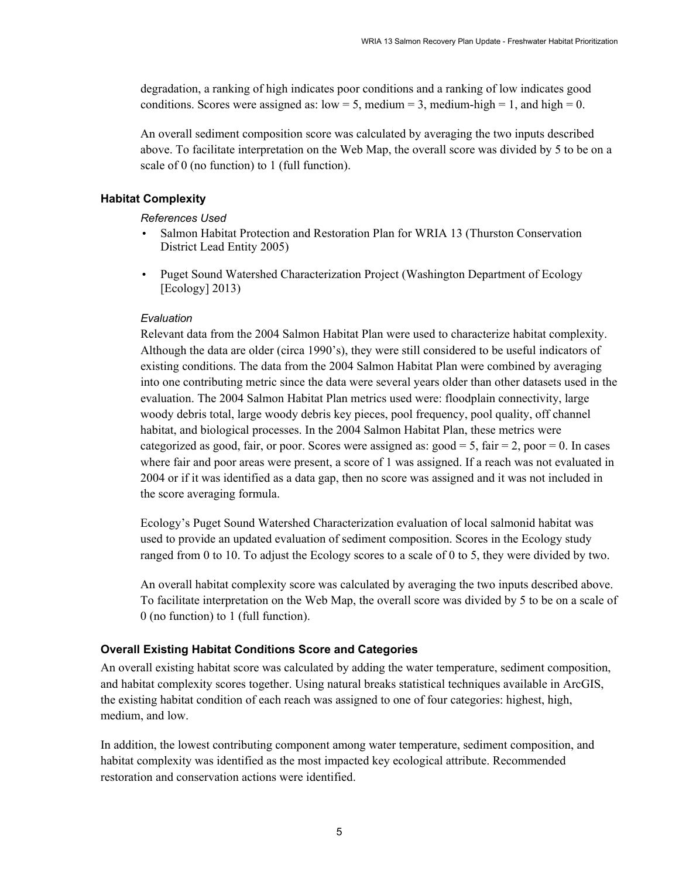degradation, a ranking of high indicates poor conditions and a ranking of low indicates good conditions. Scores were assigned as: low = 5, medium = 3, medium-high = 1, and high = 0.

An overall sediment composition score was calculated by averaging the two inputs described above. To facilitate interpretation on the Web Map, the overall score was divided by 5 to be on a scale of 0 (no function) to 1 (full function).

### Habitat Complexity

*References Used*

- Salmon Habitat Protection and Restoration Plan for WRIA 13 (Thurston Conservation District Lead Entity 2005)
- Puget Sound Watershed Characterization Project (Washington Department of Ecology [Ecology] 2013)

*Evaluation*

Relevant data from the 2004 Salmon Habitat Plan were used to characterize habitat complexity. Although the data are older (circa 1990's), they were still considered to be useful indicators of existing conditions. The data from the 2004 Salmon Habitat Plan were combined by averaging into one contributing metric since the data were several years older than other datasets used in the evaluation. The 2004 Salmon Habitat Plan metrics used were: floodplain connectivity, large woody debris total, large woody debris key pieces, pool frequency, pool quality, off channel habitat, and biological processes. In the 2004 Salmon Habitat Plan, these metrics were categorized as good, fair, or poor. Scores were assigned as: good = 5, fair = 2, poor = 0. In cases where fair and poor areas were present, a score of 1 was assigned. If a reach was not evaluated in 2004 or if it was identified as a data gap, then no score was assigned and it was not included in the score averaging formula.

Ecology's Puget Sound Watershed Characterization evaluation of local salmonid habitat was used to provide an updated evaluation of sediment composition. Scores in the Ecology study ranged from 0 to 10. To adjust the Ecology scores to a scale of 0 to 5, they were divided by two.

An overall habitat complexity score was calculated by averaging the two inputs described above. To facilitate interpretation on the Web Map, the overall score was divided by 5 to be on a scale of 0 (no function) to 1 (full function).

### Overall Existing Habitat Conditions Score and Categories

An overall existing habitat score was calculated by adding the water temperature, sediment composition, and habitat complexity scores together. Using natural breaks statistical techniques available in ArcGIS, the existing habitat condition of each reach was assigned to one of four categories: highest, high, medium, and low.

In addition, the lowest contributing component among water temperature, sediment composition, and habitat complexity was identified as the most impacted key ecological attribute. Recommended restoration and conservation actions were identified.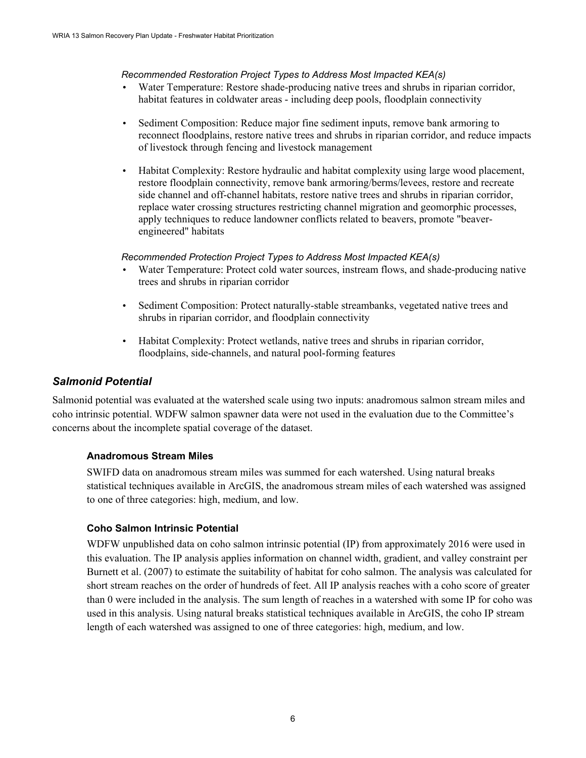*Recommended Restoration Project Types to Address Most Impacted KEA(s)*

- Water Temperature: Restore shade-producing native trees and shrubs in riparian corridor, habitat features in coldwater areas - including deep pools, floodplain connectivity
- Sediment Composition: Reduce major fine sediment inputs, remove bank armoring to reconnect floodplains, restore native trees and shrubs in riparian corridor, and reduce impacts of livestock through fencing and livestock management
- Habitat Complexity: Restore hydraulic and habitat complexity using large wood placement, restore floodplain connectivity, remove bank armoring/berms/levees, restore and recreate side channel and off-channel habitats, restore native trees and shrubs in riparian corridor, replace water crossing structures restricting channel migration and geomorphic processes, apply techniques to reduce landowner conflicts related to beavers, promote "beaver-engineered" habitats

*Recommended Protection Project Types to Address Most Impacted KEA(s)*

- Water Temperature: Protect cold water sources, instream flows, and shade-producing native trees and shrubs in riparian corridor
- Sediment Composition: Protect naturally-stable streambanks, vegetated native trees and shrubs in riparian corridor, and floodplain connectivity
- Habitat Complexity: Protect wetlands, native trees and shrubs in riparian corridor, floodplains, side-channels, and natural pool-forming features

## *Salmonid Potential*

Salmonid potential was evaluated at the watershed scale using two inputs: anadromous salmon stream miles and coho intrinsic potential. WDFW salmon spawner data were not used in the evaluation due to the Committee's concerns about the incomplete spatial coverage of the dataset.

### Anadromous Stream Miles

SWIFD data on anadromous stream miles was summed for each watershed. Using natural breaks statistical techniques available in ArcGIS, the anadromous stream miles of each watershed was assigned to one of three categories: high, medium, and low.

### Coho Salmon Intrinsic Potential

WDFW unpublished data on coho salmon intrinsic potential (IP) from approximately 2016 were used in this evaluation. The IP analysis applies information on channel width, gradient, and valley constraint per Burnett et al. (2007) to estimate the suitability of habitat for coho salmon. The analysis was calculated for short stream reaches on the order of hundreds of feet. All IP analysis reaches with a coho score of greater than 0 were included in the analysis. The sum length of reaches in a watershed with some IP for coho was used in this analysis. Using natural breaks statistical techniques available in ArcGIS, the coho IP stream length of each watershed was assigned to one of three categories: high, medium, and low.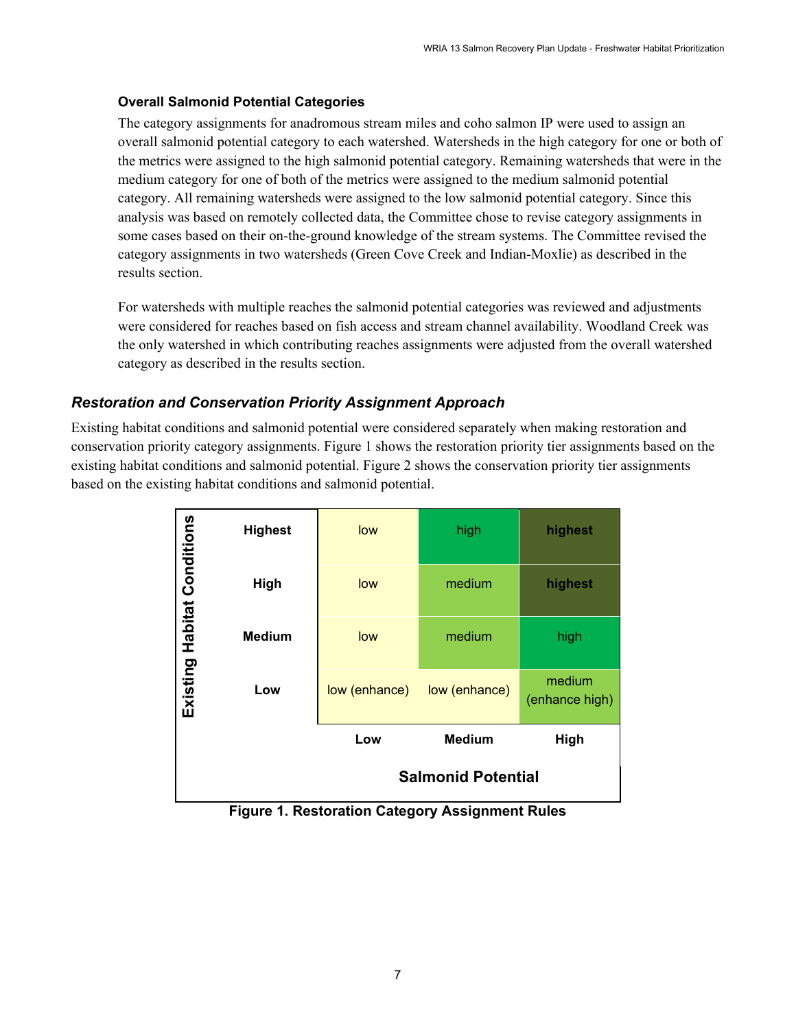### Overall Salmonid Potential Categories

The category assignments for anadromous stream miles and coho salmon IP were used to assign an overall salmonid potential category to each watershed. Watersheds in the high category for one or both of the metrics were assigned to the high salmonid potential category. Remaining watersheds that were in the medium category for one of both of the metrics were assigned to the medium salmonid potential category. All remaining watersheds were assigned to the low salmonid potential category. Since this analysis was based on remotely collected data, the Committee chose to revise category assignments in some cases based on their on-the-ground knowledge of the stream systems. The Committee revised the category assignments in two watersheds (Green Cove Creek and Indian-Moxlie) as described in the results section.

For watersheds with multiple reaches the salmonid potential categories was reviewed and adjustments were considered for reaches based on fish access and stream channel availability. Woodland Creek was the only watershed in which contributing reaches assignments were adjusted from the overall watershed category as described in the results section.

## *Restoration and Conservation Priority Assignment Approach*

Existing habitat conditions and salmonid potential were considered separately when making restoration and conservation priority category assignments. Figure 1 shows the restoration priority tier assignments based on the existing habitat conditions and salmonid potential. Figure 2 shows the conservation priority tier assignments based on the existing habitat conditions and salmonid potential.

| Existing Habitat Conditions | Salmonid Potential: Low | Salmonid Potential: Medium | Salmonid Potential: High |
|---|---|---|---|
| **Highest** | low | high | **highest** |
| **High** | low | medium | **highest** |
| **Medium** | low | medium | high |
| **Low** | low (enhance) | low (enhance) | medium (enhance high) |

**Figure 1. Restoration Category Assignment Rules**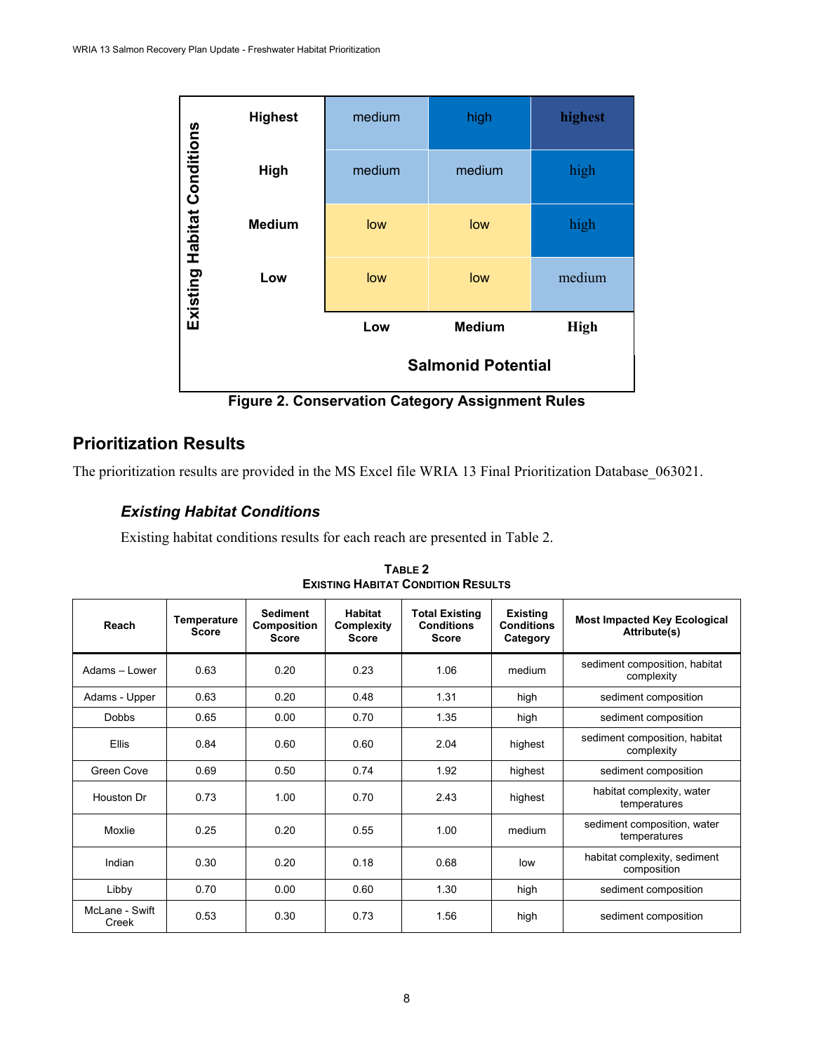| Existing Habitat Conditions | Salmonid Potential: Low | Salmonid Potential: Medium | Salmonid Potential: High |
|---|---|---|---|
| Highest | medium | high | highest |
| High | medium | medium | high |
| Medium | low | low | high |
| Low | low | low | medium |

**Figure 2. Conservation Category Assignment Rules**

## Prioritization Results

The prioritization results are provided in the MS Excel file WRIA 13 Final Prioritization Database_063021.

### *Existing Habitat Conditions*

Existing habitat conditions results for each reach are presented in Table 2.

**TABLE 2**
**EXISTING HABITAT CONDITION RESULTS**

| Reach | Temperature Score | Sediment Composition Score | Habitat Complexity Score | Total Existing Conditions Score | Existing Conditions Category | Most Impacted Key Ecological Attribute(s) |
|---|---|---|---|---|---|---|
| Adams – Lower | 0.63 | 0.20 | 0.23 | 1.06 | medium | sediment composition, habitat complexity |
| Adams - Upper | 0.63 | 0.20 | 0.48 | 1.31 | high | sediment composition |
| Dobbs | 0.65 | 0.00 | 0.70 | 1.35 | high | sediment composition |
| Ellis | 0.84 | 0.60 | 0.60 | 2.04 | highest | sediment composition, habitat complexity |
| Green Cove | 0.69 | 0.50 | 0.74 | 1.92 | highest | sediment composition |
| Houston Dr | 0.73 | 1.00 | 0.70 | 2.43 | highest | habitat complexity, water temperatures |
| Moxlie | 0.25 | 0.20 | 0.55 | 1.00 | medium | sediment composition, water temperatures |
| Indian | 0.30 | 0.20 | 0.18 | 0.68 | low | habitat complexity, sediment composition |
| Libby | 0.70 | 0.00 | 0.60 | 1.30 | high | sediment composition |
| McLane - Swift Creek | 0.53 | 0.30 | 0.73 | 1.56 | high | sediment composition |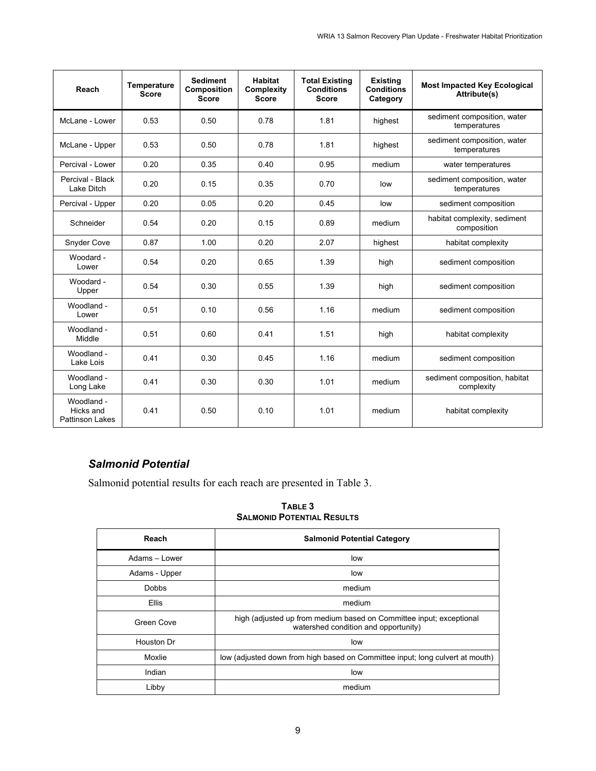| Reach | Temperature Score | Sediment Composition Score | Habitat Complexity Score | Total Existing Conditions Score | Existing Conditions Category | Most Impacted Key Ecological Attribute(s) |
|---|---|---|---|---|---|---|
| McLane - Lower | 0.53 | 0.50 | 0.78 | 1.81 | highest | sediment composition, water temperatures |
| McLane - Upper | 0.53 | 0.50 | 0.78 | 1.81 | highest | sediment composition, water temperatures |
| Percival - Lower | 0.20 | 0.35 | 0.40 | 0.95 | medium | water temperatures |
| Percival - Black Lake Ditch | 0.20 | 0.15 | 0.35 | 0.70 | low | sediment composition, water temperatures |
| Percival - Upper | 0.20 | 0.05 | 0.20 | 0.45 | low | sediment composition |
| Schneider | 0.54 | 0.20 | 0.15 | 0.89 | medium | habitat complexity, sediment composition |
| Snyder Cove | 0.87 | 1.00 | 0.20 | 2.07 | highest | habitat complexity |
| Woodard - Lower | 0.54 | 0.20 | 0.65 | 1.39 | high | sediment composition |
| Woodard - Upper | 0.54 | 0.30 | 0.55 | 1.39 | high | sediment composition |
| Woodland - Lower | 0.51 | 0.10 | 0.56 | 1.16 | medium | sediment composition |
| Woodland - Middle | 0.51 | 0.60 | 0.41 | 1.51 | high | habitat complexity |
| Woodland - Lake Lois | 0.41 | 0.30 | 0.45 | 1.16 | medium | sediment composition |
| Woodland - Long Lake | 0.41 | 0.30 | 0.30 | 1.01 | medium | sediment composition, habitat complexity |
| Woodland - Hicks and Pattinson Lakes | 0.41 | 0.50 | 0.10 | 1.01 | medium | habitat complexity |

### *Salmonid Potential*

Salmonid potential results for each reach are presented in Table 3.

**TABLE 3**
**SALMONID POTENTIAL RESULTS**

| Reach | Salmonid Potential Category |
|---|---|
| Adams – Lower | low |
| Adams - Upper | low |
| Dobbs | medium |
| Ellis | medium |
| Green Cove | high (adjusted up from medium based on Committee input; exceptional watershed condition and opportunity) |
| Houston Dr | low |
| Moxlie | low (adjusted down from high based on Committee input; long culvert at mouth) |
| Indian | low |
| Libby | medium |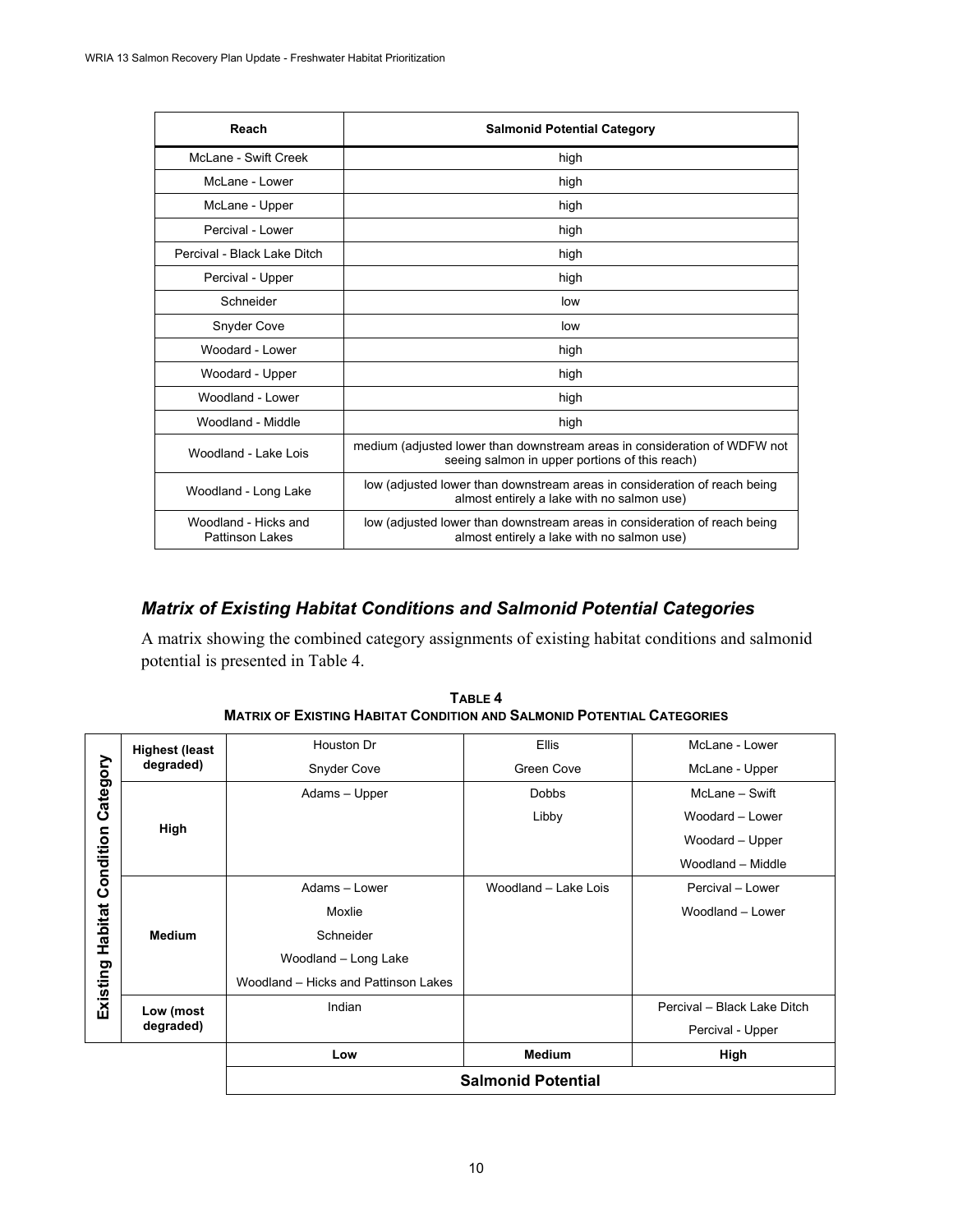| Reach | Salmonid Potential Category |
|---|---|
| McLane - Swift Creek | high |
| McLane - Lower | high |
| McLane - Upper | high |
| Percival - Lower | high |
| Percival - Black Lake Ditch | high |
| Percival - Upper | high |
| Schneider | low |
| Snyder Cove | low |
| Woodard - Lower | high |
| Woodard - Upper | high |
| Woodland - Lower | high |
| Woodland - Middle | high |
| Woodland - Lake Lois | medium (adjusted lower than downstream areas in consideration of WDFW not seeing salmon in upper portions of this reach) |
| Woodland - Long Lake | low (adjusted lower than downstream areas in consideration of reach being almost entirely a lake with no salmon use) |
| Woodland - Hicks and Pattinson Lakes | low (adjusted lower than downstream areas in consideration of reach being almost entirely a lake with no salmon use) |

### *Matrix of Existing Habitat Conditions and Salmonid Potential Categories*

A matrix showing the combined category assignments of existing habitat conditions and salmonid potential is presented in Table 4.

**TABLE 4**
**MATRIX OF EXISTING HABITAT CONDITION AND SALMONID POTENTIAL CATEGORIES**

| Existing Habitat Condition Category | Salmonid Potential: Low | Salmonid Potential: Medium | Salmonid Potential: High |
|---|---|---|---|
| **Highest (least degraded)** | Houston Dr<br>Snyder Cove | Ellis<br>Green Cove | McLane - Lower<br>McLane - Upper |
| **High** | Adams – Upper | Dobbs<br>Libby | McLane – Swift<br>Woodard – Lower<br>Woodard – Upper<br>Woodland – Middle |
| **Medium** | Adams – Lower<br>Moxlie<br>Schneider<br>Woodland – Long Lake<br>Woodland – Hicks and Pattinson Lakes | Woodland – Lake Lois | Percival – Lower<br>Woodland – Lower |
| **Low (most degraded)** | Indian | | Percival – Black Lake Ditch<br>Percival - Upper |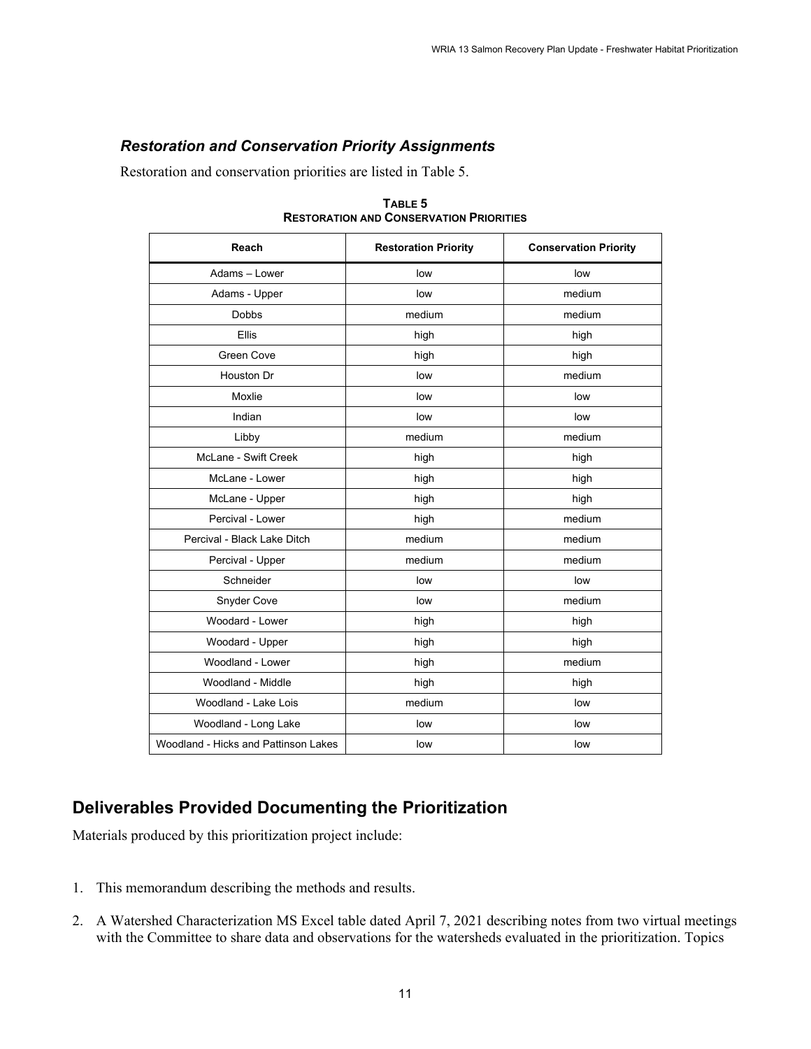### *Restoration and Conservation Priority Assignments*

Restoration and conservation priorities are listed in Table 5.

**TABLE 5**
**RESTORATION AND CONSERVATION PRIORITIES**

| Reach | Restoration Priority | Conservation Priority |
|---|---|---|
| Adams – Lower | low | low |
| Adams - Upper | low | medium |
| Dobbs | medium | medium |
| Ellis | high | high |
| Green Cove | high | high |
| Houston Dr | low | medium |
| Moxlie | low | low |
| Indian | low | low |
| Libby | medium | medium |
| McLane - Swift Creek | high | high |
| McLane - Lower | high | high |
| McLane - Upper | high | high |
| Percival - Lower | high | medium |
| Percival - Black Lake Ditch | medium | medium |
| Percival - Upper | medium | medium |
| Schneider | low | low |
| Snyder Cove | low | medium |
| Woodard - Lower | high | high |
| Woodard - Upper | high | high |
| Woodland - Lower | high | medium |
| Woodland - Middle | high | high |
| Woodland - Lake Lois | medium | low |
| Woodland - Long Lake | low | low |
| Woodland - Hicks and Pattinson Lakes | low | low |

## Deliverables Provided Documenting the Prioritization

Materials produced by this prioritization project include:

1. This memorandum describing the methods and results.

2. A Watershed Characterization MS Excel table dated April 7, 2021 describing notes from two virtual meetings with the Committee to share data and observations for the watersheds evaluated in the prioritization. Topics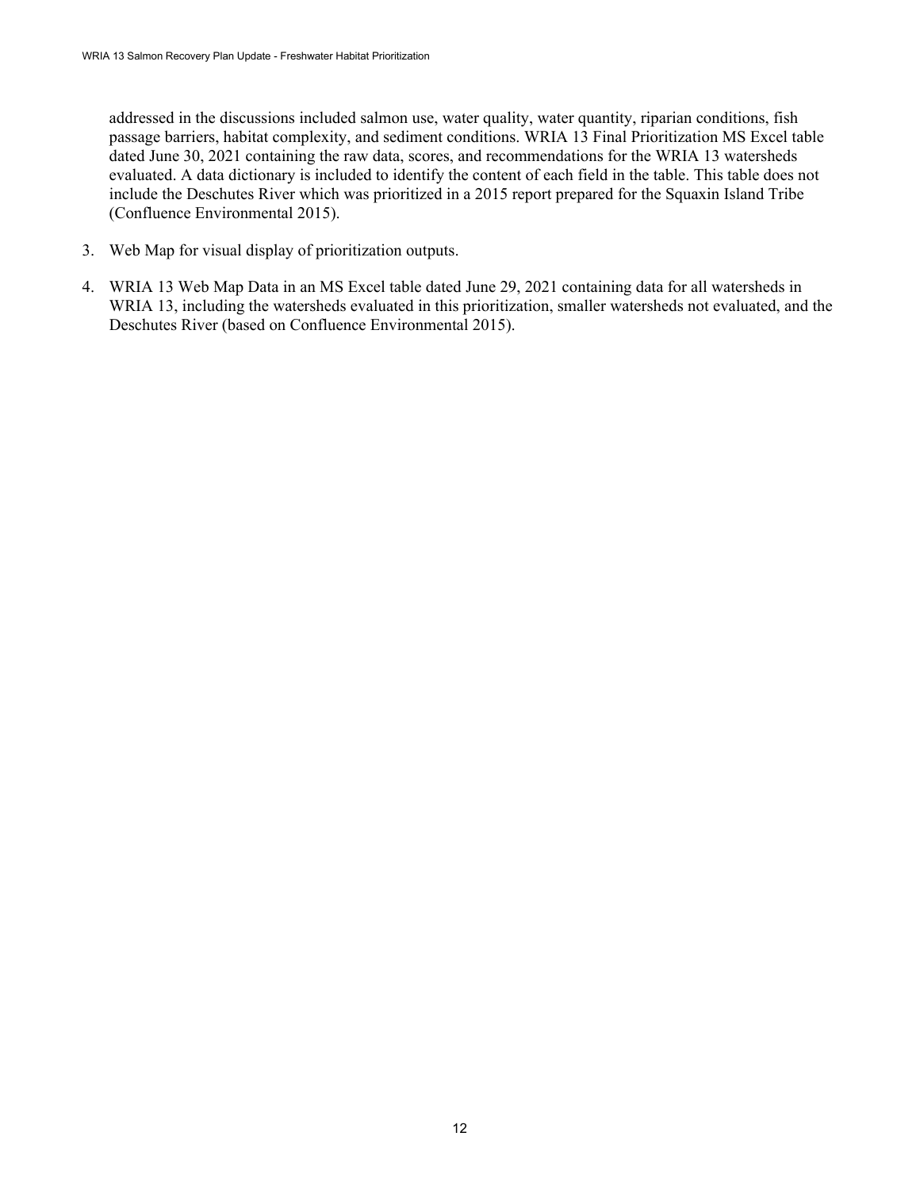addressed in the discussions included salmon use, water quality, water quantity, riparian conditions, fish passage barriers, habitat complexity, and sediment conditions. WRIA 13 Final Prioritization MS Excel table dated June 30, 2021 containing the raw data, scores, and recommendations for the WRIA 13 watersheds evaluated. A data dictionary is included to identify the content of each field in the table. This table does not include the Deschutes River which was prioritized in a 2015 report prepared for the Squaxin Island Tribe (Confluence Environmental 2015).

3. Web Map for visual display of prioritization outputs.

4. WRIA 13 Web Map Data in an MS Excel table dated June 29, 2021 containing data for all watersheds in WRIA 13, including the watersheds evaluated in this prioritization, smaller watersheds not evaluated, and the Deschutes River (based on Confluence Environmental 2015).